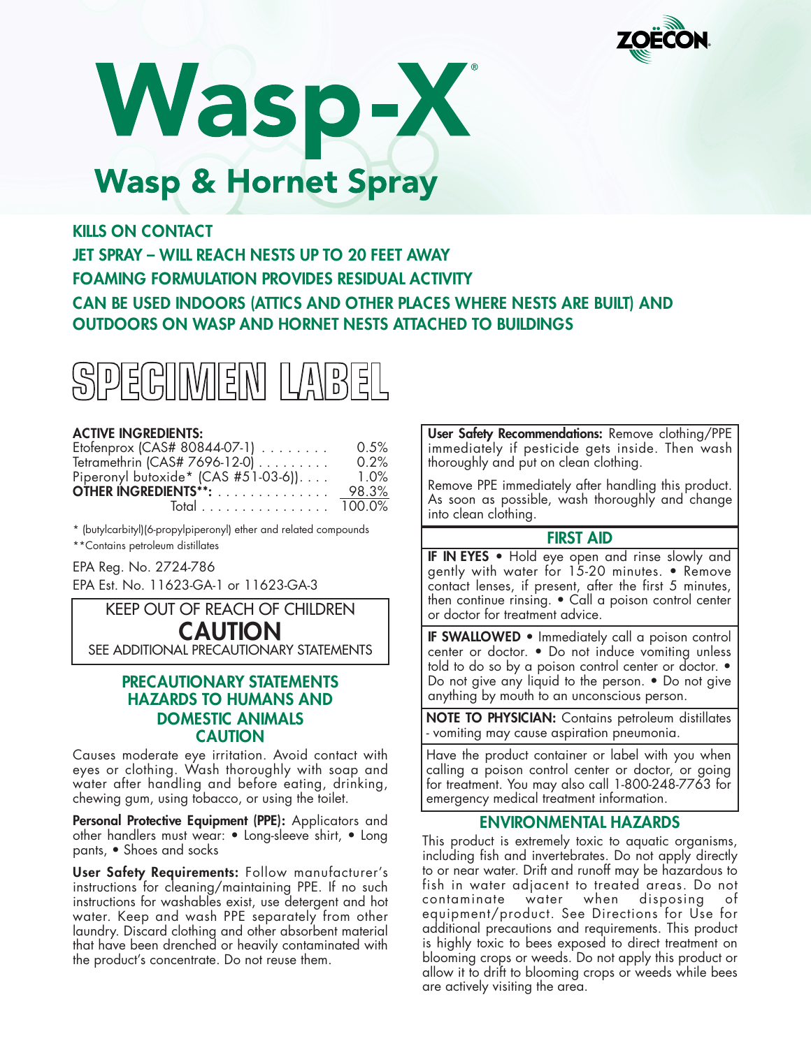ZOËCON®

# Wasp-X®

## Wasp & Hornet Spray

**KILLS ON CONTACT**

**JET SPRAY – WILL REACH NESTS UP TO 20 FEET AWAY**

**FOAMING FORMULATION PROVIDES RESIDUAL ACTIVITY**

**CAN BE USED INDOORS (ATTICS AND OTHER PLACES WHERE NESTS ARE BUILT) AND OUTDOORS ON WASP AND HORNET NESTS ATTACHED TO BUILDINGS**

# SPECIMEN LABEL

**ACTIVE INGREDIENTS:**

| | |
|---|---|
| Etofenprox (CAS# 80844-07-1) | 0.5% |
| Tetramethrin (CAS# 7696-12-0) | 0.2% |
| Piperonyl butoxide* (CAS #51-03-6)) | 1.0% |
| **OTHER INGREDIENTS**:** | 98.3% |
| Total | 100.0% |

* (butylcarbityl)(6-propylpiperonyl) ether and related compounds

**Contains petroleum distillates

EPA Reg. No. 2724-786

EPA Est. No. 11623-GA-1 or 11623-GA-3

KEEP OUT OF REACH OF CHILDREN

**CAUTION**

SEE ADDITIONAL PRECAUTIONARY STATEMENTS

## PRECAUTIONARY STATEMENTS HAZARDS TO HUMANS AND DOMESTIC ANIMALS CAUTION

Causes moderate eye irritation. Avoid contact with eyes or clothing. Wash thoroughly with soap and water after handling and before eating, drinking, chewing gum, using tobacco, or using the toilet.

**Personal Protective Equipment (PPE):** Applicators and other handlers must wear: • Long-sleeve shirt, • Long pants, • Shoes and socks

**User Safety Requirements:** Follow manufacturer's instructions for cleaning/maintaining PPE. If no such instructions for washables exist, use detergent and hot water. Keep and wash PPE separately from other laundry. Discard clothing and other absorbent material that have been drenched or heavily contaminated with the product's concentrate. Do not reuse them.

**User Safety Recommendations:** Remove clothing/PPE immediately if pesticide gets inside. Then wash thoroughly and put on clean clothing.

Remove PPE immediately after handling this product. As soon as possible, wash thoroughly and change into clean clothing.

## FIRST AID

**IF IN EYES** • Hold eye open and rinse slowly and gently with water for 15-20 minutes. • Remove contact lenses, if present, after the first 5 minutes, then continue rinsing. • Call a poison control center or doctor for treatment advice.

**IF SWALLOWED** • Immediately call a poison control center or doctor. • Do not induce vomiting unless told to do so by a poison control center or doctor. • Do not give any liquid to the person. • Do not give anything by mouth to an unconscious person.

**NOTE TO PHYSICIAN:** Contains petroleum distillates - vomiting may cause aspiration pneumonia.

Have the product container or label with you when calling a poison control center or doctor, or going for treatment. You may also call 1-800-248-7763 for emergency medical treatment information.

## ENVIRONMENTAL HAZARDS

This product is extremely toxic to aquatic organisms, including fish and invertebrates. Do not apply directly to or near water. Drift and runoff may be hazardous to fish in water adjacent to treated areas. Do not contaminate water when disposing of equipment/product. See Directions for Use for additional precautions and requirements. This product is highly toxic to bees exposed to direct treatment on blooming crops or weeds. Do not apply this product or allow it to drift to blooming crops or weeds while bees are actively visiting the area.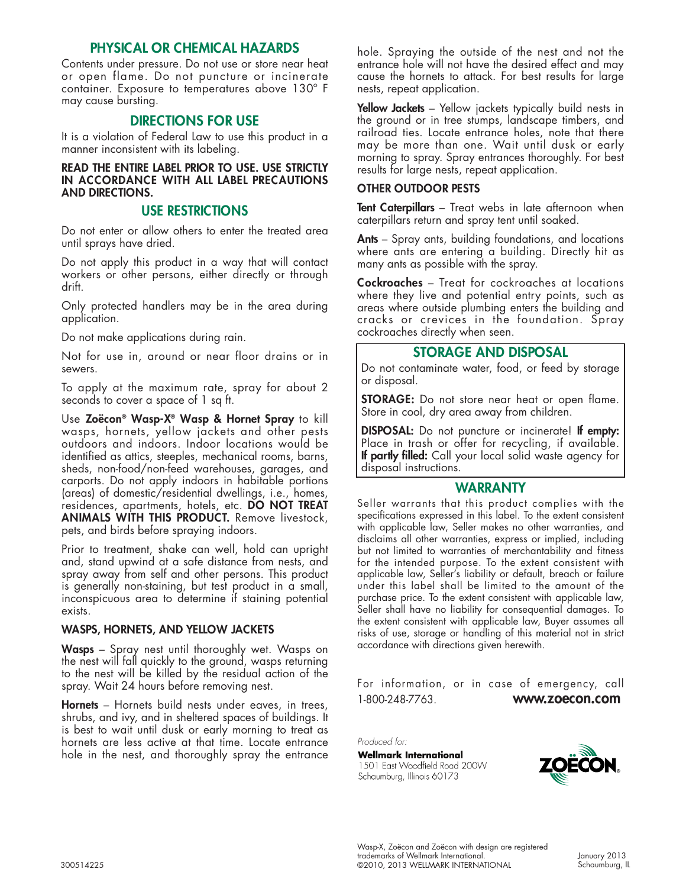## PHYSICAL OR CHEMICAL HAZARDS

Contents under pressure. Do not use or store near heat or open flame. Do not puncture or incinerate container. Exposure to temperatures above 130° F may cause bursting.

## DIRECTIONS FOR USE

It is a violation of Federal Law to use this product in a manner inconsistent with its labeling.

**READ THE ENTIRE LABEL PRIOR TO USE. USE STRICTLY IN ACCORDANCE WITH ALL LABEL PRECAUTIONS AND DIRECTIONS.**

## USE RESTRICTIONS

Do not enter or allow others to enter the treated area until sprays have dried.

Do not apply this product in a way that will contact workers or other persons, either directly or through drift.

Only protected handlers may be in the area during application.

Do not make applications during rain.

Not for use in, around or near floor drains or in sewers.

To apply at the maximum rate, spray for about 2 seconds to cover a space of 1 sq ft.

Use **Zoëcon® Wasp-X® Wasp & Hornet Spray** to kill wasps, hornets, yellow jackets and other pests outdoors and indoors. Indoor locations would be identified as attics, steeples, mechanical rooms, barns, sheds, non-food/non-feed warehouses, garages, and carports. Do not apply indoors in habitable portions (areas) of domestic/residential dwellings, i.e., homes, residences, apartments, hotels, etc. **DO NOT TREAT ANIMALS WITH THIS PRODUCT.** Remove livestock, pets, and birds before spraying indoors.

Prior to treatment, shake can well, hold can upright and, stand upwind at a safe distance from nests, and spray away from self and other persons. This product is generally non-staining, but test product in a small, inconspicuous area to determine if staining potential exists.

### WASPS, HORNETS, AND YELLOW JACKETS

**Wasps** – Spray nest until thoroughly wet. Wasps on the nest will fall quickly to the ground, wasps returning to the nest will be killed by the residual action of the spray. Wait 24 hours before removing nest.

**Hornets** – Hornets build nests under eaves, in trees, shrubs, and ivy, and in sheltered spaces of buildings. It is best to wait until dusk or early morning to treat as hornets are less active at that time. Locate entrance hole in the nest, and thoroughly spray the entrance hole. Spraying the outside of the nest and not the entrance hole will not have the desired effect and may cause the hornets to attack. For best results for large nests, repeat application.

**Yellow Jackets** – Yellow jackets typically build nests in the ground or in tree stumps, landscape timbers, and railroad ties. Locate entrance holes, note that there may be more than one. Wait until dusk or early morning to spray. Spray entrances thoroughly. For best results for large nests, repeat application.

### OTHER OUTDOOR PESTS

**Tent Caterpillars** – Treat webs in late afternoon when caterpillars return and spray tent until soaked.

**Ants** – Spray ants, building foundations, and locations where ants are entering a building. Directly hit as many ants as possible with the spray.

**Cockroaches** – Treat for cockroaches at locations where they live and potential entry points, such as areas where outside plumbing enters the building and cracks or crevices in the foundation. Spray cockroaches directly when seen.

## STORAGE AND DISPOSAL

Do not contaminate water, food, or feed by storage or disposal.

**STORAGE:** Do not store near heat or open flame. Store in cool, dry area away from children.

**DISPOSAL:** Do not puncture or incinerate! **If empty:** Place in trash or offer for recycling, if available. **If partly filled:** Call your local solid waste agency for disposal instructions.

## WARRANTY

Seller warrants that this product complies with the specifications expressed in this label. To the extent consistent with applicable law, Seller makes no other warranties, and disclaims all other warranties, express or implied, including but not limited to warranties of merchantability and fitness for the intended purpose. To the extent consistent with applicable law, Seller's liability or default, breach or failure under this label shall be limited to the amount of the purchase price. To the extent consistent with applicable law, Seller shall have no liability for consequential damages. To the extent consistent with applicable law, Buyer assumes all risks of use, storage or handling of this material not in strict accordance with directions given herewith.

For information, or in case of emergency, call 1-800-248-7763. **www.zoecon.com**

*Produced for:*

**Wellmark International**
1501 East Woodfield Road 200W
Schaumburg, Illinois 60173

ZOËCON.

Wasp-X, Zoëcon and Zoëcon with design are registered trademarks of Wellmark International.
©2010, 2013 WELLMARK INTERNATIONAL

300514225

January 2013
Schaumburg, IL